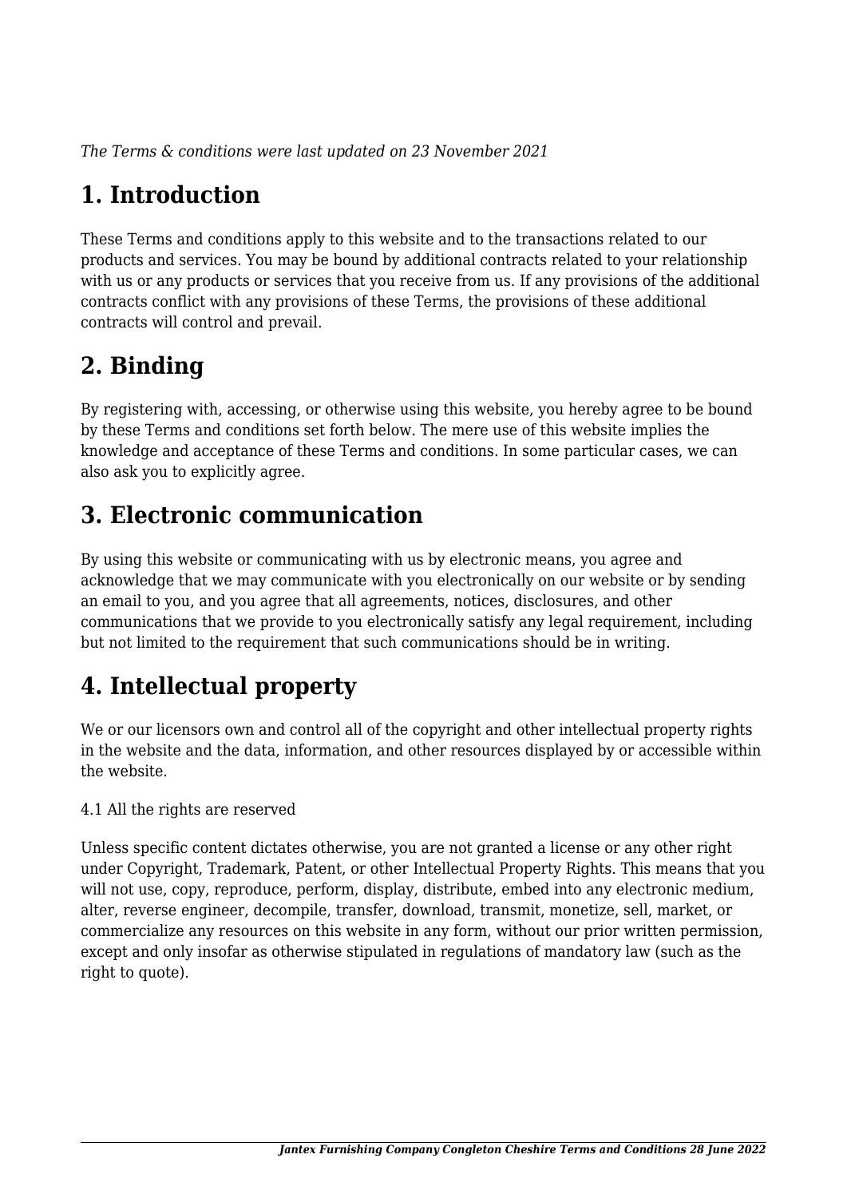*The Terms & conditions were last updated on 23 November 2021*

# 1. Introduction

These Terms and conditions apply to this website and to the transactions related to our products and services. You may be bound by additional contracts related to your relationship with us or any products or services that you receive from us. If any provisions of the additional contracts conflict with any provisions of these Terms, the provisions of these additional contracts will control and prevail.

# 2. Binding

By registering with, accessing, or otherwise using this website, you hereby agree to be bound by these Terms and conditions set forth below. The mere use of this website implies the knowledge and acceptance of these Terms and conditions. In some particular cases, we can also ask you to explicitly agree.

# 3. Electronic communication

By using this website or communicating with us by electronic means, you agree and acknowledge that we may communicate with you electronically on our website or by sending an email to you, and you agree that all agreements, notices, disclosures, and other communications that we provide to you electronically satisfy any legal requirement, including but not limited to the requirement that such communications should be in writing.

# 4. Intellectual property

We or our licensors own and control all of the copyright and other intellectual property rights in the website and the data, information, and other resources displayed by or accessible within the website.

4.1 All the rights are reserved

Unless specific content dictates otherwise, you are not granted a license or any other right under Copyright, Trademark, Patent, or other Intellectual Property Rights. This means that you will not use, copy, reproduce, perform, display, distribute, embed into any electronic medium, alter, reverse engineer, decompile, transfer, download, transmit, monetize, sell, market, or commercialize any resources on this website in any form, without our prior written permission, except and only insofar as otherwise stipulated in regulations of mandatory law (such as the right to quote).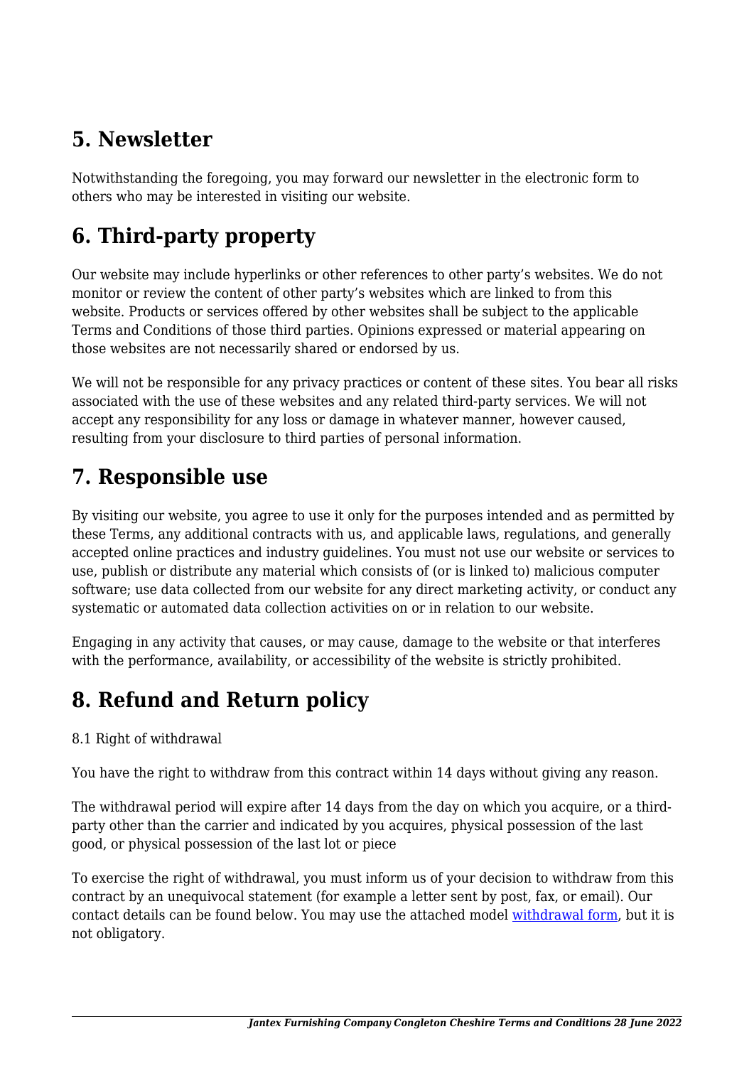## 5. Newsletter

Notwithstanding the foregoing, you may forward our newsletter in the electronic form to others who may be interested in visiting our website.

## 6. Third-party property

Our website may include hyperlinks or other references to other party's websites. We do not monitor or review the content of other party's websites which are linked to from this website. Products or services offered by other websites shall be subject to the applicable Terms and Conditions of those third parties. Opinions expressed or material appearing on those websites are not necessarily shared or endorsed by us.

We will not be responsible for any privacy practices or content of these sites. You bear all risks associated with the use of these websites and any related third-party services. We will not accept any responsibility for any loss or damage in whatever manner, however caused, resulting from your disclosure to third parties of personal information.

## 7. Responsible use

By visiting our website, you agree to use it only for the purposes intended and as permitted by these Terms, any additional contracts with us, and applicable laws, regulations, and generally accepted online practices and industry guidelines. You must not use our website or services to use, publish or distribute any material which consists of (or is linked to) malicious computer software; use data collected from our website for any direct marketing activity, or conduct any systematic or automated data collection activities on or in relation to our website.

Engaging in any activity that causes, or may cause, damage to the website or that interferes with the performance, availability, or accessibility of the website is strictly prohibited.

## 8. Refund and Return policy

8.1 Right of withdrawal

You have the right to withdraw from this contract within 14 days without giving any reason.

The withdrawal period will expire after 14 days from the day on which you acquire, or a third-party other than the carrier and indicated by you acquires, physical possession of the last good, or physical possession of the last lot or piece

To exercise the right of withdrawal, you must inform us of your decision to withdraw from this contract by an unequivocal statement (for example a letter sent by post, fax, or email). Our contact details can be found below. You may use the attached model withdrawal form, but it is not obligatory.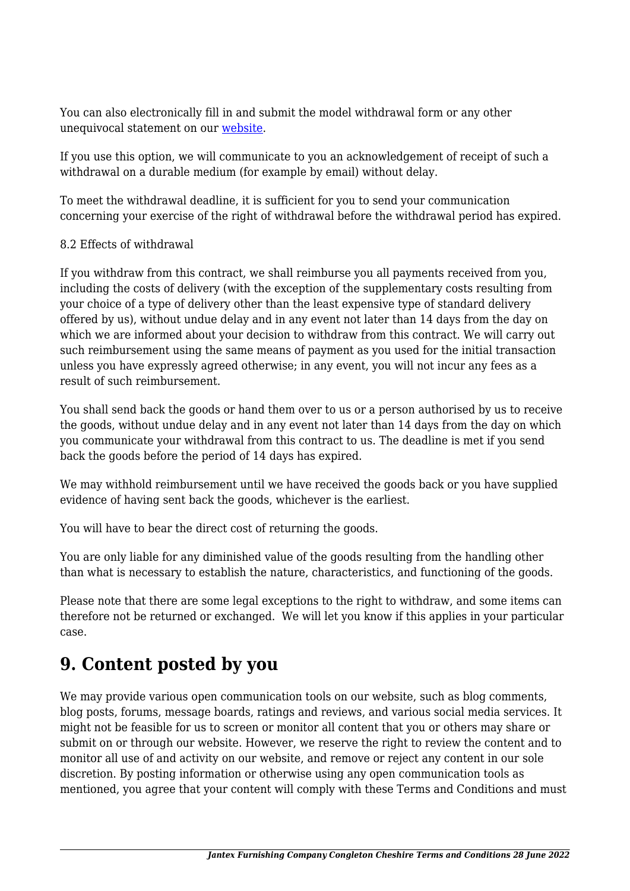You can also electronically fill in and submit the model withdrawal form or any other unequivocal statement on our website.

If you use this option, we will communicate to you an acknowledgement of receipt of such a withdrawal on a durable medium (for example by email) without delay.

To meet the withdrawal deadline, it is sufficient for you to send your communication concerning your exercise of the right of withdrawal before the withdrawal period has expired.

8.2 Effects of withdrawal

If you withdraw from this contract, we shall reimburse you all payments received from you, including the costs of delivery (with the exception of the supplementary costs resulting from your choice of a type of delivery other than the least expensive type of standard delivery offered by us), without undue delay and in any event not later than 14 days from the day on which we are informed about your decision to withdraw from this contract. We will carry out such reimbursement using the same means of payment as you used for the initial transaction unless you have expressly agreed otherwise; in any event, you will not incur any fees as a result of such reimbursement.

You shall send back the goods or hand them over to us or a person authorised by us to receive the goods, without undue delay and in any event not later than 14 days from the day on which you communicate your withdrawal from this contract to us. The deadline is met if you send back the goods before the period of 14 days has expired.

We may withhold reimbursement until we have received the goods back or you have supplied evidence of having sent back the goods, whichever is the earliest.

You will have to bear the direct cost of returning the goods.

You are only liable for any diminished value of the goods resulting from the handling other than what is necessary to establish the nature, characteristics, and functioning of the goods.

Please note that there are some legal exceptions to the right to withdraw, and some items can therefore not be returned or exchanged.  We will let you know if this applies in your particular case.

## 9. Content posted by you

We may provide various open communication tools on our website, such as blog comments, blog posts, forums, message boards, ratings and reviews, and various social media services. It might not be feasible for us to screen or monitor all content that you or others may share or submit on or through our website. However, we reserve the right to review the content and to monitor all use of and activity on our website, and remove or reject any content in our sole discretion. By posting information or otherwise using any open communication tools as mentioned, you agree that your content will comply with these Terms and Conditions and must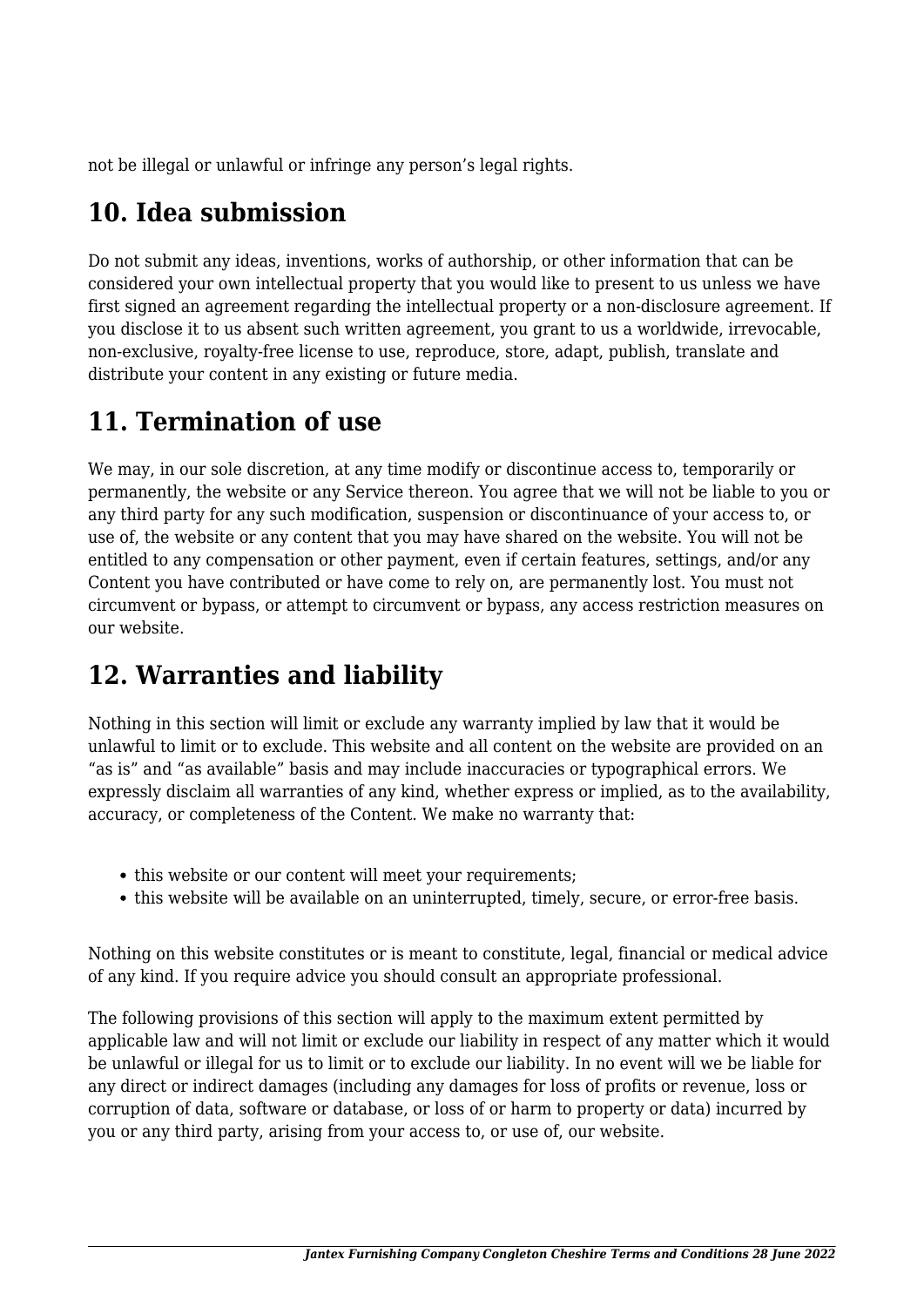not be illegal or unlawful or infringe any person's legal rights.

## 10. Idea submission

Do not submit any ideas, inventions, works of authorship, or other information that can be considered your own intellectual property that you would like to present to us unless we have first signed an agreement regarding the intellectual property or a non-disclosure agreement. If you disclose it to us absent such written agreement, you grant to us a worldwide, irrevocable, non-exclusive, royalty-free license to use, reproduce, store, adapt, publish, translate and distribute your content in any existing or future media.

## 11. Termination of use

We may, in our sole discretion, at any time modify or discontinue access to, temporarily or permanently, the website or any Service thereon. You agree that we will not be liable to you or any third party for any such modification, suspension or discontinuance of your access to, or use of, the website or any content that you may have shared on the website. You will not be entitled to any compensation or other payment, even if certain features, settings, and/or any Content you have contributed or have come to rely on, are permanently lost. You must not circumvent or bypass, or attempt to circumvent or bypass, any access restriction measures on our website.

## 12. Warranties and liability

Nothing in this section will limit or exclude any warranty implied by law that it would be unlawful to limit or to exclude. This website and all content on the website are provided on an "as is" and "as available" basis and may include inaccuracies or typographical errors. We expressly disclaim all warranties of any kind, whether express or implied, as to the availability, accuracy, or completeness of the Content. We make no warranty that:

- this website or our content will meet your requirements;
- this website will be available on an uninterrupted, timely, secure, or error-free basis.

Nothing on this website constitutes or is meant to constitute, legal, financial or medical advice of any kind. If you require advice you should consult an appropriate professional.

The following provisions of this section will apply to the maximum extent permitted by applicable law and will not limit or exclude our liability in respect of any matter which it would be unlawful or illegal for us to limit or to exclude our liability. In no event will we be liable for any direct or indirect damages (including any damages for loss of profits or revenue, loss or corruption of data, software or database, or loss of or harm to property or data) incurred by you or any third party, arising from your access to, or use of, our website.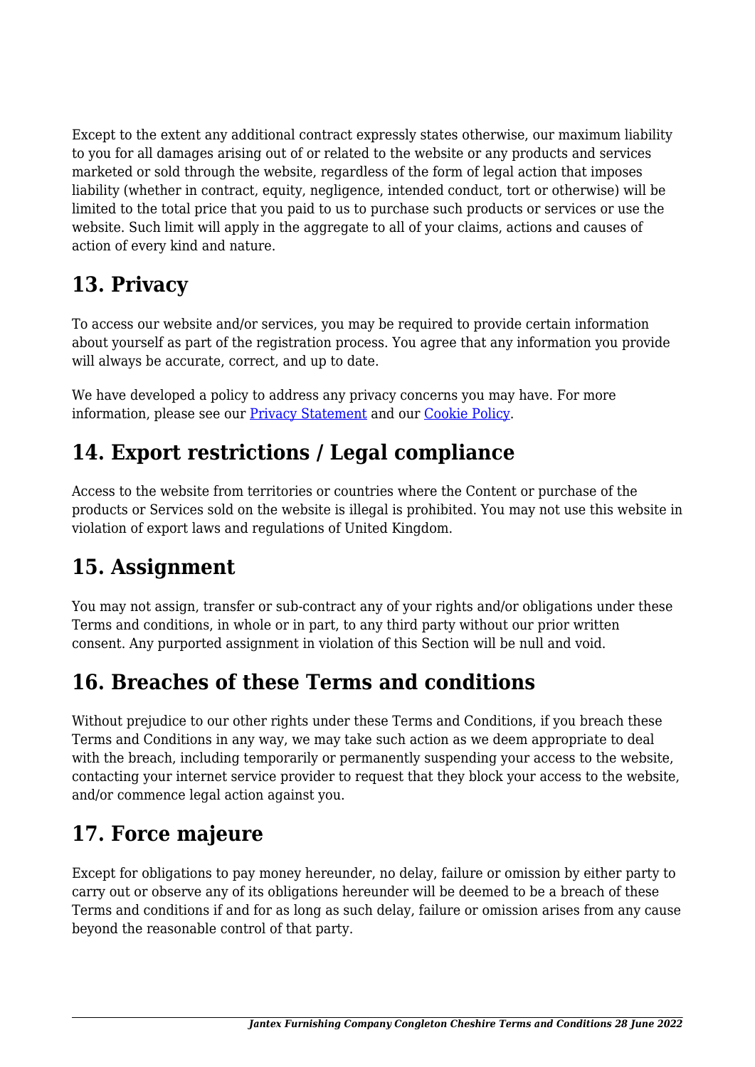Except to the extent any additional contract expressly states otherwise, our maximum liability to you for all damages arising out of or related to the website or any products and services marketed or sold through the website, regardless of the form of legal action that imposes liability (whether in contract, equity, negligence, intended conduct, tort or otherwise) will be limited to the total price that you paid to us to purchase such products or services or use the website. Such limit will apply in the aggregate to all of your claims, actions and causes of action of every kind and nature.

## 13. Privacy

To access our website and/or services, you may be required to provide certain information about yourself as part of the registration process. You agree that any information you provide will always be accurate, correct, and up to date.

We have developed a policy to address any privacy concerns you may have. For more information, please see our [Privacy Statement]() and our [Cookie Policy]().

## 14. Export restrictions / Legal compliance

Access to the website from territories or countries where the Content or purchase of the products or Services sold on the website is illegal is prohibited. You may not use this website in violation of export laws and regulations of United Kingdom.

## 15. Assignment

You may not assign, transfer or sub-contract any of your rights and/or obligations under these Terms and conditions, in whole or in part, to any third party without our prior written consent. Any purported assignment in violation of this Section will be null and void.

## 16. Breaches of these Terms and conditions

Without prejudice to our other rights under these Terms and Conditions, if you breach these Terms and Conditions in any way, we may take such action as we deem appropriate to deal with the breach, including temporarily or permanently suspending your access to the website, contacting your internet service provider to request that they block your access to the website, and/or commence legal action against you.

## 17. Force majeure

Except for obligations to pay money hereunder, no delay, failure or omission by either party to carry out or observe any of its obligations hereunder will be deemed to be a breach of these Terms and conditions if and for as long as such delay, failure or omission arises from any cause beyond the reasonable control of that party.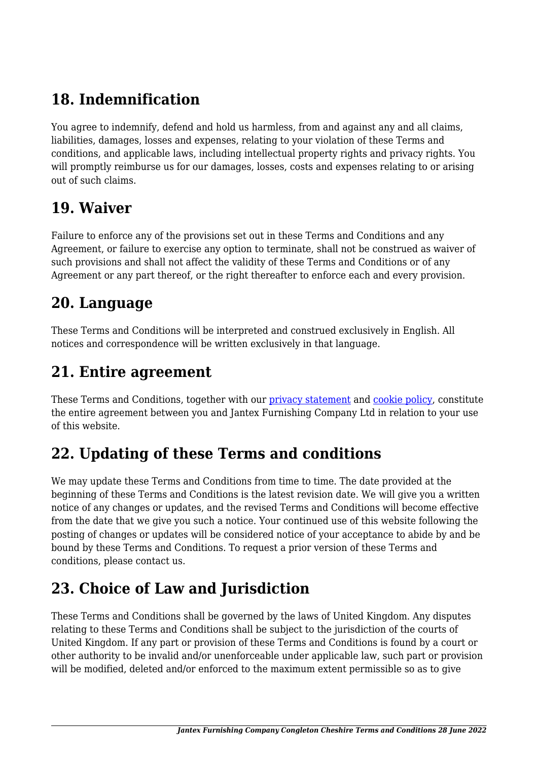## 18. Indemnification

You agree to indemnify, defend and hold us harmless, from and against any and all claims, liabilities, damages, losses and expenses, relating to your violation of these Terms and conditions, and applicable laws, including intellectual property rights and privacy rights. You will promptly reimburse us for our damages, losses, costs and expenses relating to or arising out of such claims.

## 19. Waiver

Failure to enforce any of the provisions set out in these Terms and Conditions and any Agreement, or failure to exercise any option to terminate, shall not be construed as waiver of such provisions and shall not affect the validity of these Terms and Conditions or of any Agreement or any part thereof, or the right thereafter to enforce each and every provision.

## 20. Language

These Terms and Conditions will be interpreted and construed exclusively in English. All notices and correspondence will be written exclusively in that language.

## 21. Entire agreement

These Terms and Conditions, together with our privacy statement and cookie policy, constitute the entire agreement between you and Jantex Furnishing Company Ltd in relation to your use of this website.

## 22. Updating of these Terms and conditions

We may update these Terms and Conditions from time to time. The date provided at the beginning of these Terms and Conditions is the latest revision date. We will give you a written notice of any changes or updates, and the revised Terms and Conditions will become effective from the date that we give you such a notice. Your continued use of this website following the posting of changes or updates will be considered notice of your acceptance to abide by and be bound by these Terms and Conditions. To request a prior version of these Terms and conditions, please contact us.

## 23. Choice of Law and Jurisdiction

These Terms and Conditions shall be governed by the laws of United Kingdom. Any disputes relating to these Terms and Conditions shall be subject to the jurisdiction of the courts of United Kingdom. If any part or provision of these Terms and Conditions is found by a court or other authority to be invalid and/or unenforceable under applicable law, such part or provision will be modified, deleted and/or enforced to the maximum extent permissible so as to give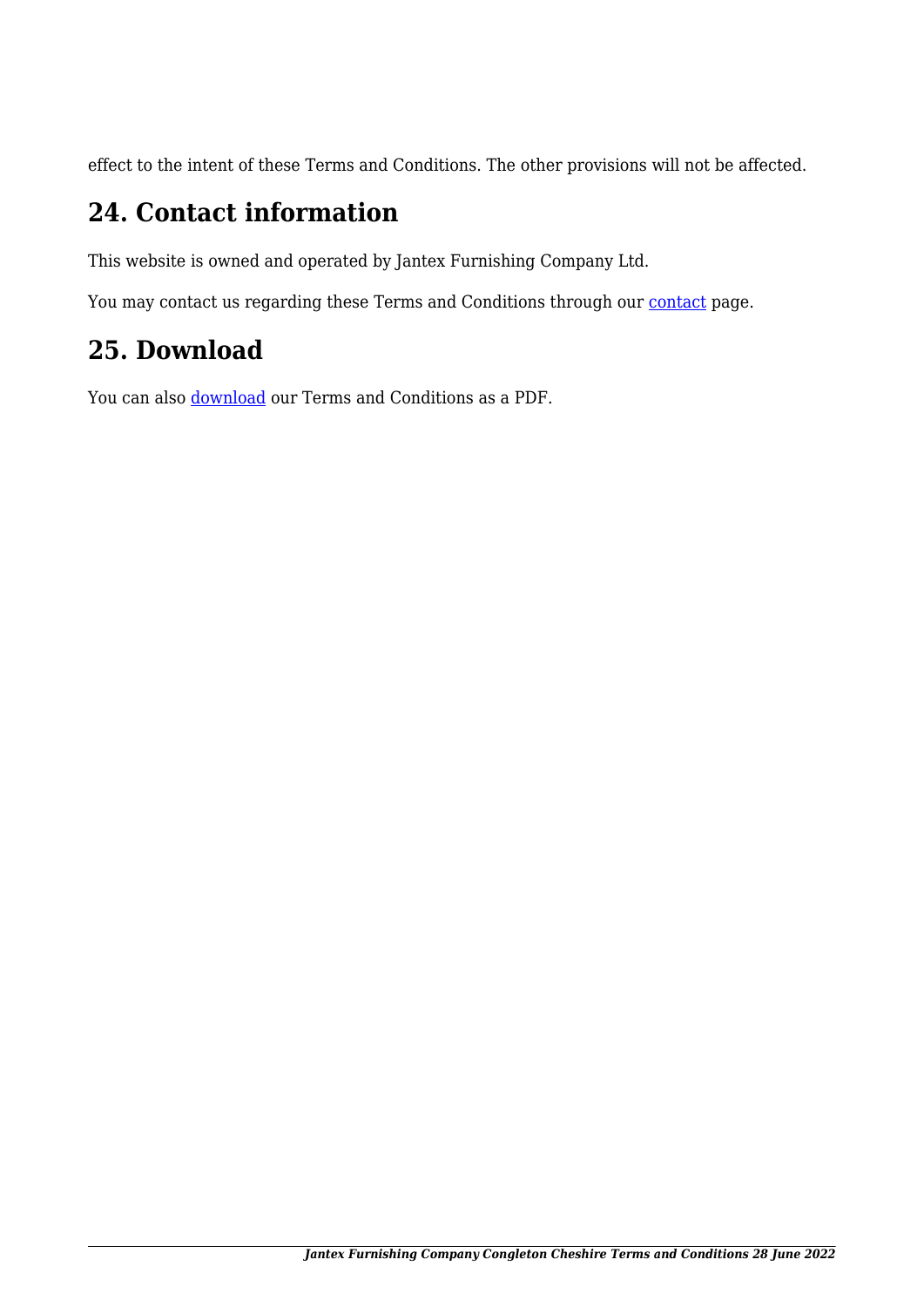effect to the intent of these Terms and Conditions. The other provisions will not be affected.

## 24. Contact information

This website is owned and operated by Jantex Furnishing Company Ltd.

You may contact us regarding these Terms and Conditions through our contact page.

## 25. Download

You can also download our Terms and Conditions as a PDF.